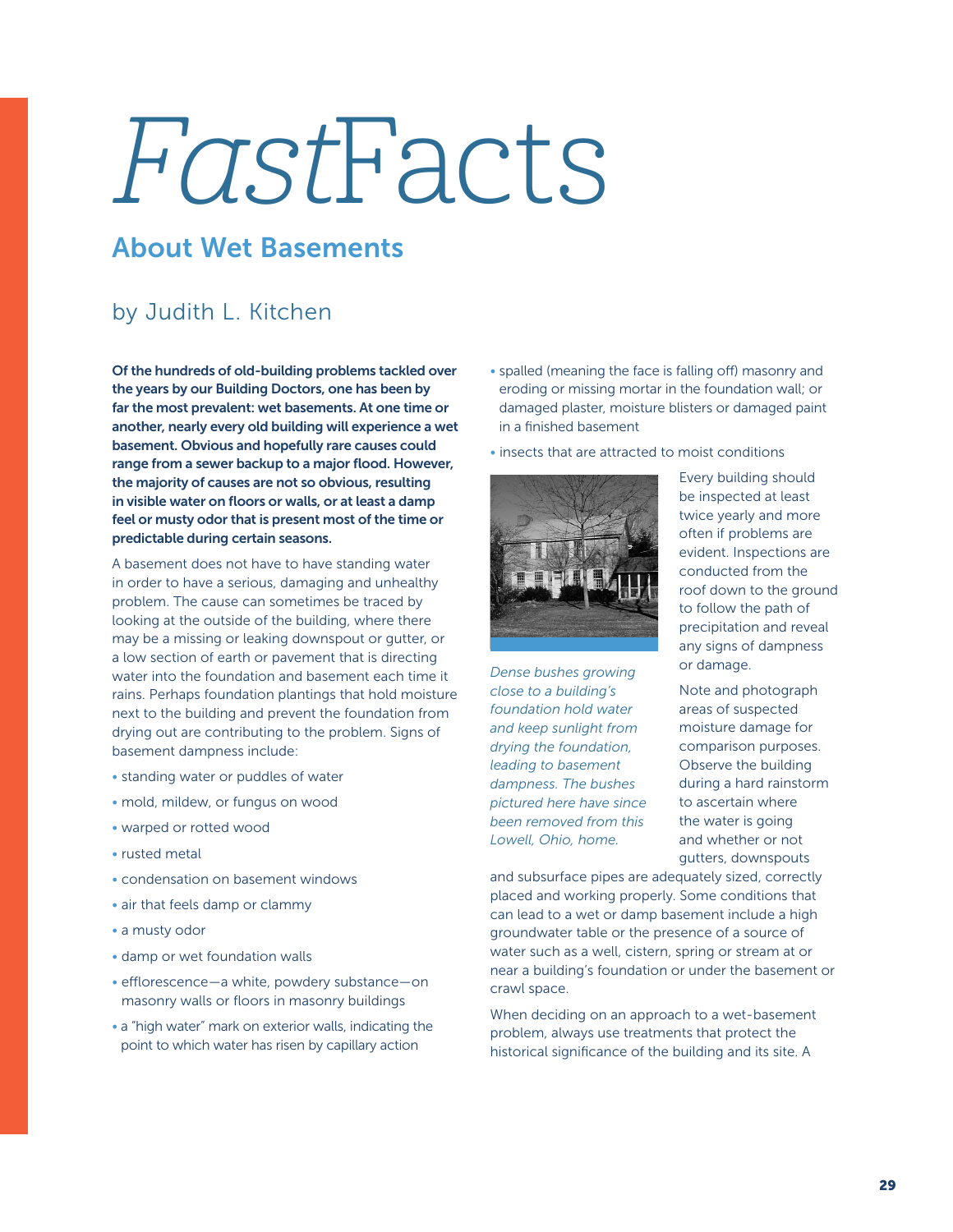# *Fast*Facts

## About Wet Basements

### by Judith L. Kitchen

**Of the hundreds of old-building problems tackled over the years by our Building Doctors, one has been by far the most prevalent: wet basements. At one time or another, nearly every old building will experience a wet basement. Obvious and hopefully rare causes could range from a sewer backup to a major flood. However, the majority of causes are not so obvious, resulting in visible water on floors or walls, or at least a damp feel or musty odor that is present most of the time or predictable during certain seasons.**

A basement does not have to have standing water in order to have a serious, damaging and unhealthy problem. The cause can sometimes be traced by looking at the outside of the building, where there may be a missing or leaking downspout or gutter, or a low section of earth or pavement that is directing water into the foundation and basement each time it rains. Perhaps foundation plantings that hold moisture next to the building and prevent the foundation from drying out are contributing to the problem. Signs of basement dampness include:

- standing water or puddles of water
- mold, mildew, or fungus on wood
- warped or rotted wood
- rusted metal
- condensation on basement windows
- air that feels damp or clammy
- a musty odor
- damp or wet foundation walls
- efflorescence—a white, powdery substance—on masonry walls or floors in masonry buildings
- a "high water" mark on exterior walls, indicating the point to which water has risen by capillary action
- spalled (meaning the face is falling off) masonry and eroding or missing mortar in the foundation wall; or damaged plaster, moisture blisters or damaged paint in a finished basement
- insects that are attracted to moist conditions

*Dense bushes growing close to a building's foundation hold water and keep sunlight from drying the foundation, leading to basement dampness. The bushes pictured here have since been removed from this Lowell, Ohio, home.*

Every building should be inspected at least twice yearly and more often if problems are evident. Inspections are conducted from the roof down to the ground to follow the path of precipitation and reveal any signs of dampness or damage.

Note and photograph areas of suspected moisture damage for comparison purposes. Observe the building during a hard rainstorm to ascertain where the water is going and whether or not gutters, downspouts and subsurface pipes are adequately sized, correctly placed and working properly. Some conditions that can lead to a wet or damp basement include a high groundwater table or the presence of a source of water such as a well, cistern, spring or stream at or near a building's foundation or under the basement or crawl space.

When deciding on an approach to a wet-basement problem, always use treatments that protect the historical significance of the building and its site. A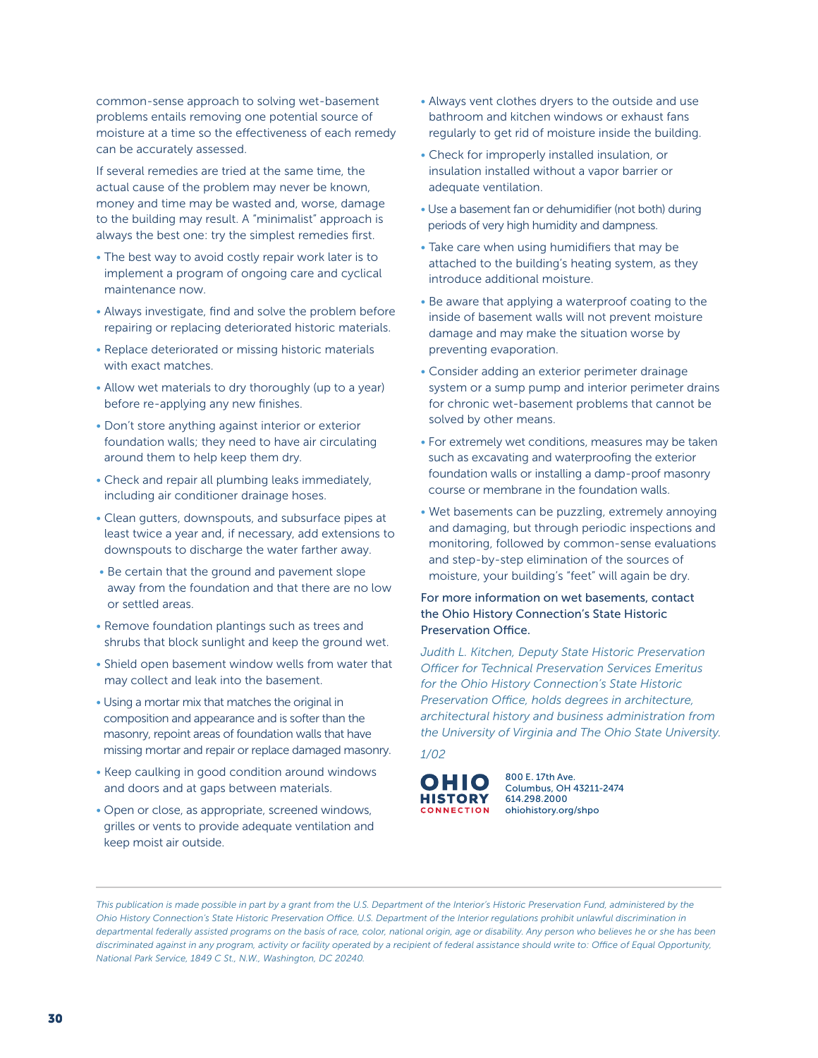common-sense approach to solving wet-basement problems entails removing one potential source of moisture at a time so the effectiveness of each remedy can be accurately assessed.

If several remedies are tried at the same time, the actual cause of the problem may never be known, money and time may be wasted and, worse, damage to the building may result. A "minimalist" approach is always the best one: try the simplest remedies first.

- The best way to avoid costly repair work later is to implement a program of ongoing care and cyclical maintenance now.
- Always investigate, find and solve the problem before repairing or replacing deteriorated historic materials.
- Replace deteriorated or missing historic materials with exact matches.
- Allow wet materials to dry thoroughly (up to a year) before re-applying any new finishes.
- Don't store anything against interior or exterior foundation walls; they need to have air circulating around them to help keep them dry.
- Check and repair all plumbing leaks immediately, including air conditioner drainage hoses.
- Clean gutters, downspouts, and subsurface pipes at least twice a year and, if necessary, add extensions to downspouts to discharge the water farther away.
- Be certain that the ground and pavement slope away from the foundation and that there are no low or settled areas.
- Remove foundation plantings such as trees and shrubs that block sunlight and keep the ground wet.
- Shield open basement window wells from water that may collect and leak into the basement.
- Using a mortar mix that matches the original in composition and appearance and is softer than the masonry, repoint areas of foundation walls that have missing mortar and repair or replace damaged masonry.
- Keep caulking in good condition around windows and doors and at gaps between materials.
- Open or close, as appropriate, screened windows, grilles or vents to provide adequate ventilation and keep moist air outside.
- Always vent clothes dryers to the outside and use bathroom and kitchen windows or exhaust fans regularly to get rid of moisture inside the building.
- Check for improperly installed insulation, or insulation installed without a vapor barrier or adequate ventilation.
- Use a basement fan or dehumidifier (not both) during periods of very high humidity and dampness.
- Take care when using humidifiers that may be attached to the building's heating system, as they introduce additional moisture.
- Be aware that applying a waterproof coating to the inside of basement walls will not prevent moisture damage and may make the situation worse by preventing evaporation.
- Consider adding an exterior perimeter drainage system or a sump pump and interior perimeter drains for chronic wet-basement problems that cannot be solved by other means.
- For extremely wet conditions, measures may be taken such as excavating and waterproofing the exterior foundation walls or installing a damp-proof masonry course or membrane in the foundation walls.
- Wet basements can be puzzling, extremely annoying and damaging, but through periodic inspections and monitoring, followed by common-sense evaluations and step-by-step elimination of the sources of moisture, your building's "feet" will again be dry.

For more information on wet basements, contact the Ohio History Connection's State Historic Preservation Office.

*Judith L. Kitchen, Deputy State Historic Preservation Officer for Technical Preservation Services Emeritus for the Ohio History Connection's State Historic Preservation Office, holds degrees in architecture, architectural history and business administration from the University of Virginia and The Ohio State University.*

*1/02*

OHIO HISTORY CONNECTION
800 E. 17th Ave.
Columbus, OH 43211-2474
614.298.2000
ohiohistory.org/shpo

*This publication is made possible in part by a grant from the U.S. Department of the Interior's Historic Preservation Fund, administered by the Ohio History Connection's State Historic Preservation Office. U.S. Department of the Interior regulations prohibit unlawful discrimination in departmental federally assisted programs on the basis of race, color, national origin, age or disability. Any person who believes he or she has been discriminated against in any program, activity or facility operated by a recipient of federal assistance should write to: Office of Equal Opportunity, National Park Service, 1849 C St., N.W., Washington, DC 20240.*